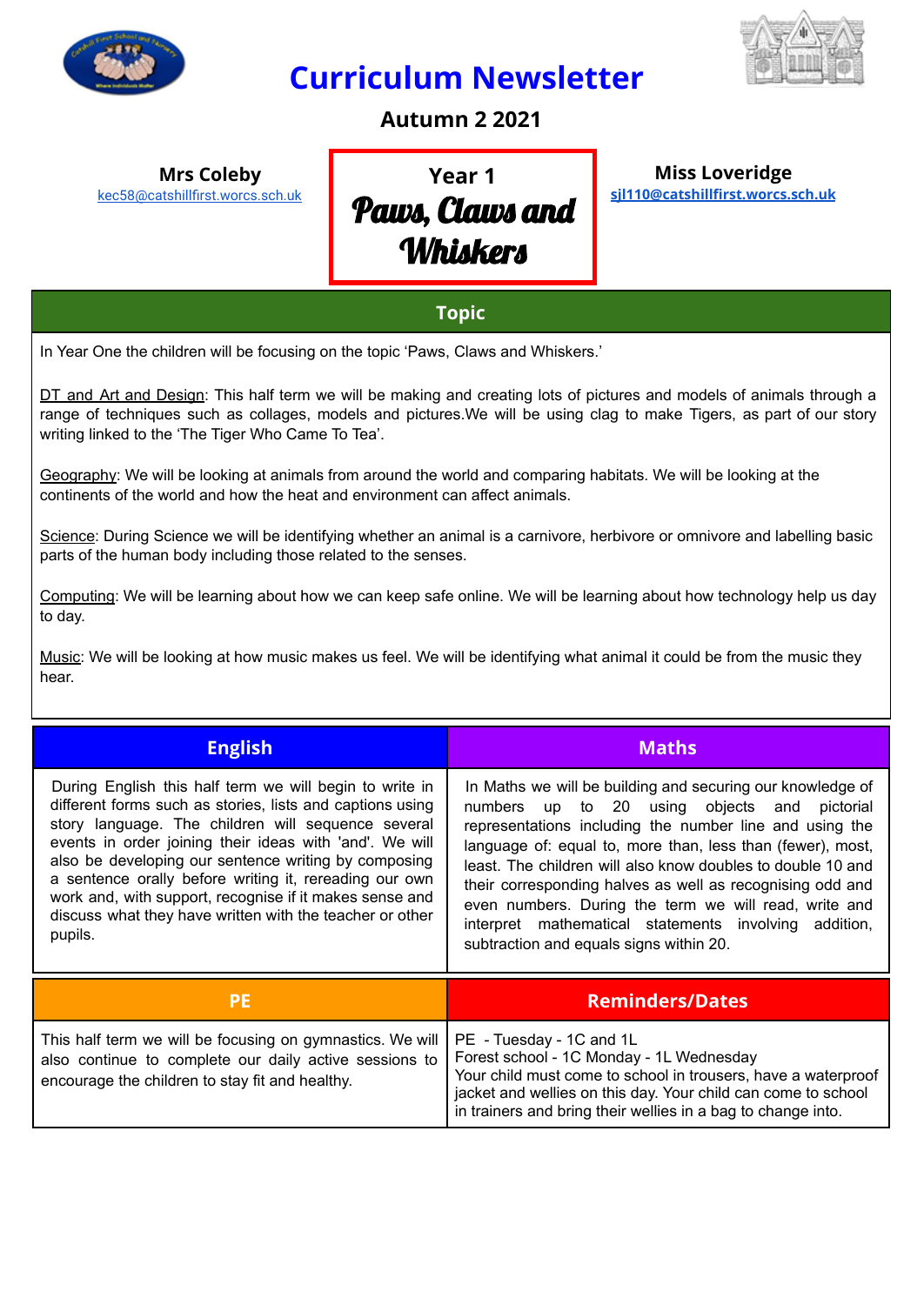# Curriculum Newsletter

## Autumn 2 2021

**Mrs Coleby**
kec58@catshillfirst.worcs.sch.uk

**Year 1**
***Paws, Claws and Whiskers***

**Miss Loveridge**
**sjl110@catshillfirst.worcs.sch.uk**

## Topic

In Year One the children will be focusing on the topic 'Paws, Claws and Whiskers.'

DT and Art and Design: This half term we will be making and creating lots of pictures and models of animals through a range of techniques such as collages, models and pictures.We will be using clag to make Tigers, as part of our story writing linked to the 'The Tiger Who Came To Tea'.

Geography: We will be looking at animals from around the world and comparing habitats. We will be looking at the continents of the world and how the heat and environment can affect animals.

Science: During Science we will be identifying whether an animal is a carnivore, herbivore or omnivore and labelling basic parts of the human body including those related to the senses.

Computing: We will be learning about how we can keep safe online. We will be learning about how technology help us day to day.

Music: We will be looking at how music makes us feel. We will be identifying what animal it could be from the music they hear.

| English | Maths |
|---|---|
| During English this half term we will begin to write in different forms such as stories, lists and captions using story language. The children will sequence several events in order joining their ideas with 'and'. We will also be developing our sentence writing by composing a sentence orally before writing it, rereading our own work and, with support, recognise if it makes sense and discuss what they have written with the teacher or other pupils. | In Maths we will be building and securing our knowledge of numbers up to 20 using objects and pictorial representations including the number line and using the language of: equal to, more than, less than (fewer), most, least. The children will also know doubles to double 10 and their corresponding halves as well as recognising odd and even numbers. During the term we will read, write and interpret mathematical statements involving addition, subtraction and equals signs within 20. |

| PE | Reminders/Dates |
|---|---|
| This half term we will be focusing on gymnastics. We will also continue to complete our daily active sessions to encourage the children to stay fit and healthy. | PE - Tuesday - 1C and 1L<br>Forest school - 1C Monday - 1L Wednesday<br>Your child must come to school in trousers, have a waterproof jacket and wellies on this day. Your child can come to school in trainers and bring their wellies in a bag to change into. |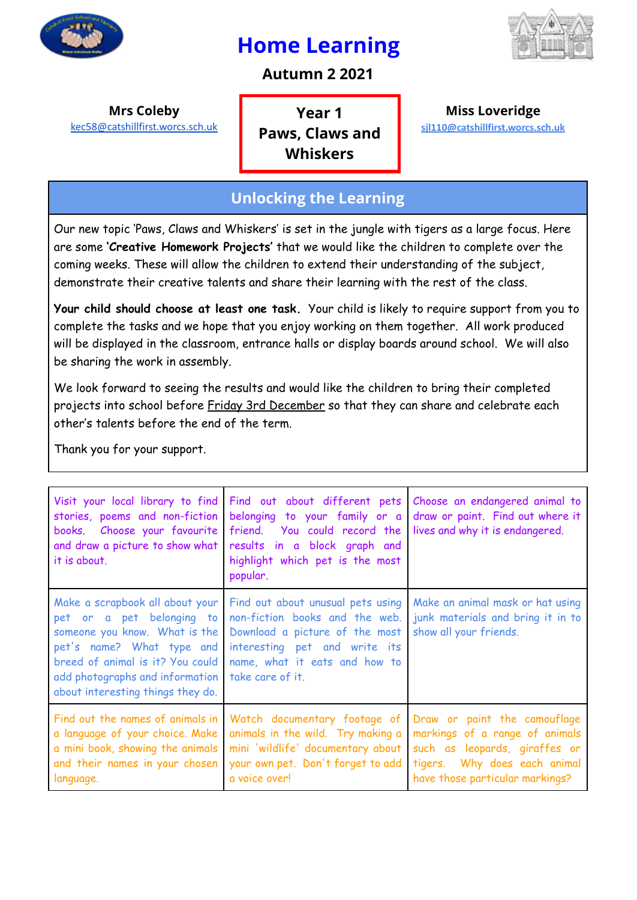# Home Learning

**Autumn 2 2021**

**Mrs Coleby**
kec58@catshillfirst.worcs.sch.uk

**Year 1**
**Paws, Claws and Whiskers**

**Miss Loveridge**
sjl110@catshillfirst.worcs.sch.uk

## Unlocking the Learning

Our new topic 'Paws, Claws and Whiskers' is set in the jungle with tigers as a large focus. Here are some '**Creative Homework Projects**' that we would like the children to complete over the coming weeks. These will allow the children to extend their understanding of the subject, demonstrate their creative talents and share their learning with the rest of the class.

**Your child should choose at least one task.** Your child is likely to require support from you to complete the tasks and we hope that you enjoy working on them together. All work produced will be displayed in the classroom, entrance halls or display boards around school. We will also be sharing the work in assembly.

We look forward to seeing the results and would like the children to bring their completed projects into school before Friday 3rd December so that they can share and celebrate each other's talents before the end of the term.

Thank you for your support.

| | | |
|---|---|---|
| Visit your local library to find stories, poems and non-fiction books. Choose your favourite and draw a picture to show what it is about. | Find out about different pets belonging to your family or a friend. You could record the results in a block graph and highlight which pet is the most popular. | Choose an endangered animal to draw or paint. Find out where it lives and why it is endangered. |
| Make a scrapbook all about your pet or a pet belonging to someone you know. What is the pet's name? What type and breed of animal is it? You could add photographs and information about interesting things they do. | Find out about unusual pets using non-fiction books and the web. Download a picture of the most interesting pet and write its name, what it eats and how to take care of it. | Make an animal mask or hat using junk materials and bring it in to show all your friends. |
| Find out the names of animals in a language of your choice. Make a mini book, showing the animals and their names in your chosen language. | Watch documentary footage of animals in the wild. Try making a mini 'wildlife' documentary about your own pet. Don't forget to add a voice over! | Draw or paint the camouflage markings of a range of animals such as leopards, giraffes or tigers. Why does each animal have those particular markings? |